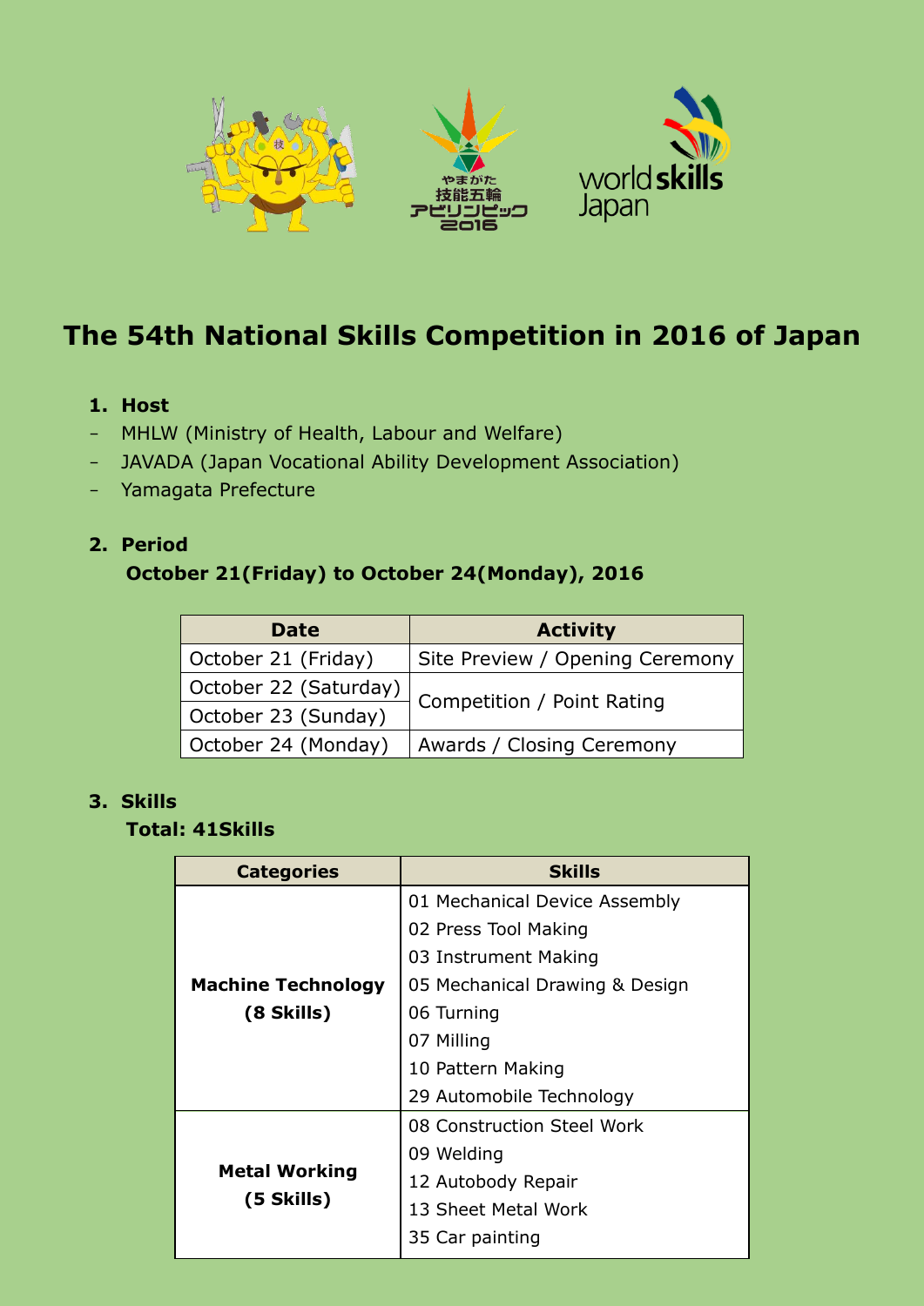# The 54th National Skills Competition in 2016 of Japan

## 1. Host

- MHLW (Ministry of Health, Labour and Welfare)
- JAVADA (Japan Vocational Ability Development Association)
- Yamagata Prefecture

## 2. Period

**October 21(Friday) to October 24(Monday), 2016**

| Date | Activity |
| --- | --- |
| October 21 (Friday) | Site Preview / Opening Ceremony |
| October 22 (Saturday) | Competition / Point Rating |
| October 23 (Sunday) | |
| October 24 (Monday) | Awards / Closing Ceremony |

## 3. Skills

**Total: 41Skills**

| Categories | Skills |
| --- | --- |
| **Machine Technology (8 Skills)** | 01 Mechanical Device Assembly<br>02 Press Tool Making<br>03 Instrument Making<br>05 Mechanical Drawing & Design<br>06 Turning<br>07 Milling<br>10 Pattern Making<br>29 Automobile Technology |
| **Metal Working (5 Skills)** | 08 Construction Steel Work<br>09 Welding<br>12 Autobody Repair<br>13 Sheet Metal Work<br>35 Car painting |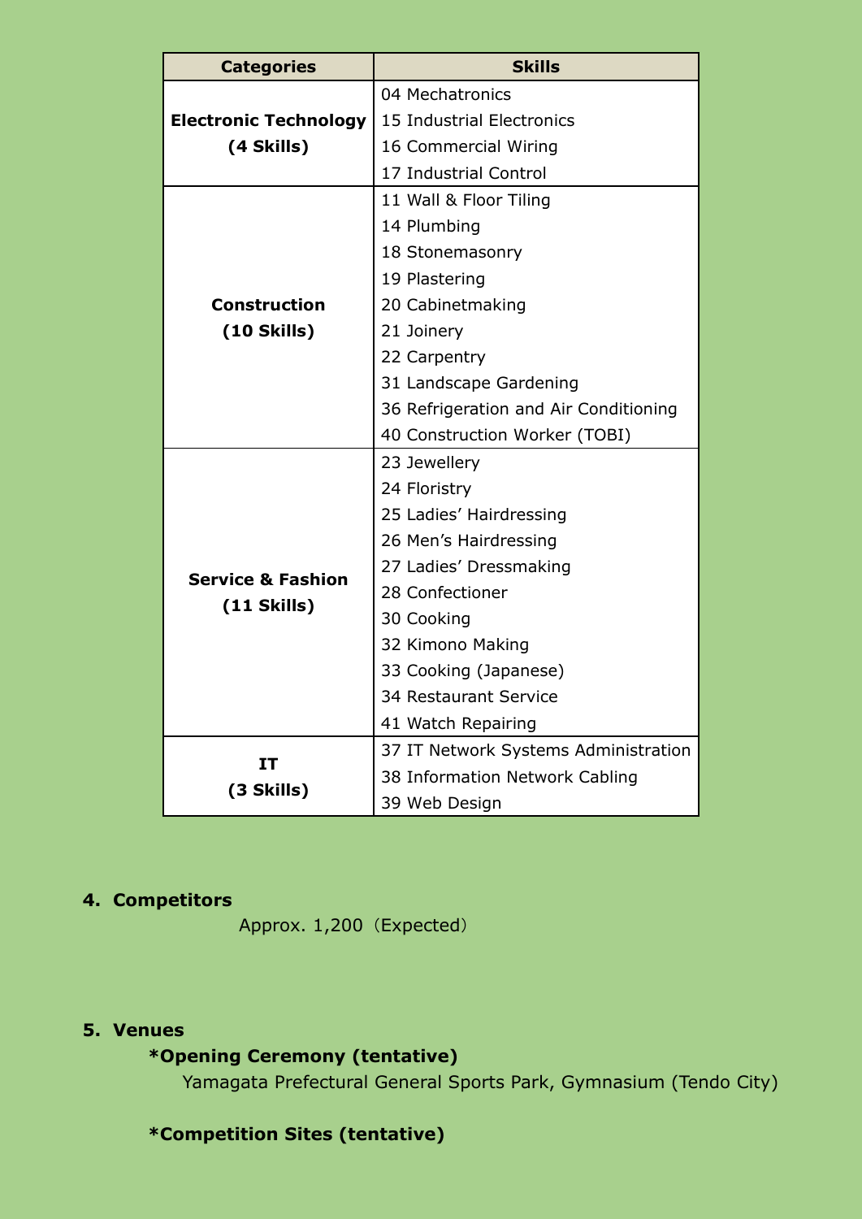| Categories | Skills |
|---|---|
| **Electronic Technology (4 Skills)** | 04 Mechatronics<br>15 Industrial Electronics<br>16 Commercial Wiring<br>17 Industrial Control |
| **Construction (10 Skills)** | 11 Wall & Floor Tiling<br>14 Plumbing<br>18 Stonemasonry<br>19 Plastering<br>20 Cabinetmaking<br>21 Joinery<br>22 Carpentry<br>31 Landscape Gardening<br>36 Refrigeration and Air Conditioning<br>40 Construction Worker (TOBI) |
| **Service & Fashion (11 Skills)** | 23 Jewellery<br>24 Floristry<br>25 Ladies' Hairdressing<br>26 Men's Hairdressing<br>27 Ladies' Dressmaking<br>28 Confectioner<br>30 Cooking<br>32 Kimono Making<br>33 Cooking (Japanese)<br>34 Restaurant Service<br>41 Watch Repairing |
| **IT (3 Skills)** | 37 IT Network Systems Administration<br>38 Information Network Cabling<br>39 Web Design |

**4. Competitors**

Approx. 1,200（Expected）

**5. Venues**

***Opening Ceremony (tentative)**

Yamagata Prefectural General Sports Park, Gymnasium (Tendo City)

***Competition Sites (tentative)**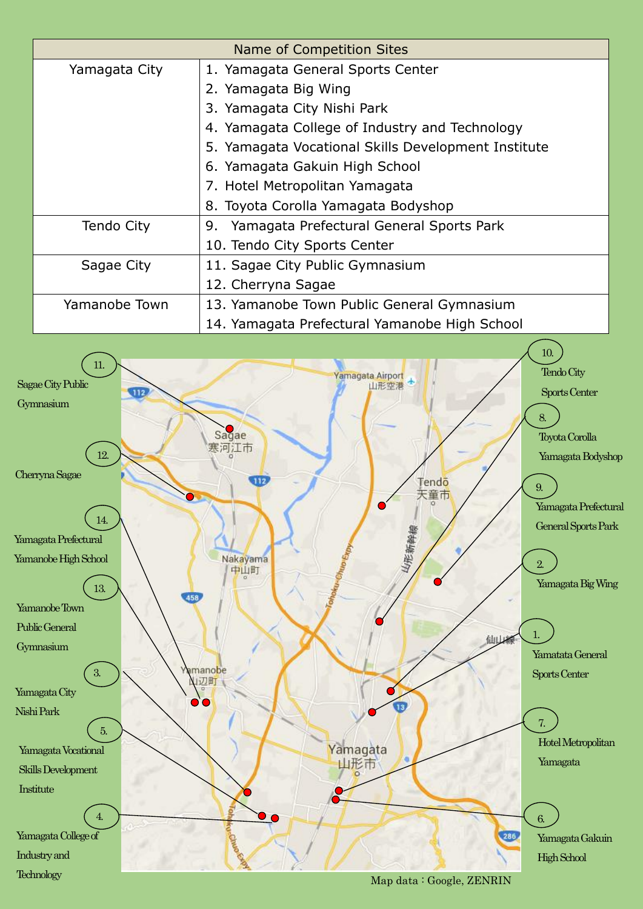| Name of Competition Sites | |
|---|---|
| Yamagata City | 1. Yamagata General Sports Center<br>2. Yamagata Big Wing<br>3. Yamagata City Nishi Park<br>4. Yamagata College of Industry and Technology<br>5. Yamagata Vocational Skills Development Institute<br>6. Yamagata Gakuin High School<br>7. Hotel Metropolitan Yamagata<br>8. Toyota Corolla Yamagata Bodyshop |
| Tendo City | 9. Yamagata Prefectural General Sports Park<br>10. Tendo City Sports Center |
| Sagae City | 11. Sagae City Public Gymnasium<br>12. Cherryna Sagae |
| Yamanobe Town | 13. Yamanobe Town Public General Gymnasium<br>14. Yamagata Prefectural Yamanobe High School |

11. Sagae City Public Gymnasium

12. Cherryna Sagae

14. Yamagata Prefectural Yamanobe High School

13. Yamanobe Town Public General Gymnasium

3. Yamagata City Nishi Park

5. Yamagata Vocational Skills Development Institute

4. Yamagata College of Industry and Technology

10. Tendo City Sports Center

8. Toyota Corolla Yamagata Bodyshop

9. Yamagata Prefectural General Sports Park

2. Yamagata Big Wing

1. Yamatata General Sports Center

7. Hotel Metropolitan Yamagata

6. Yamagata Gakuin High School

Yamagata Airport 山形空港

Sagae 寒河江市

Tendō 天童市

Nakayama 中山町

Yamanobe 山辺町

Yamagata 山形市

Tohoku-Chuo Expy

山形新幹線

仙山線

112 458 13 286

Map data : Google, ZENRIN